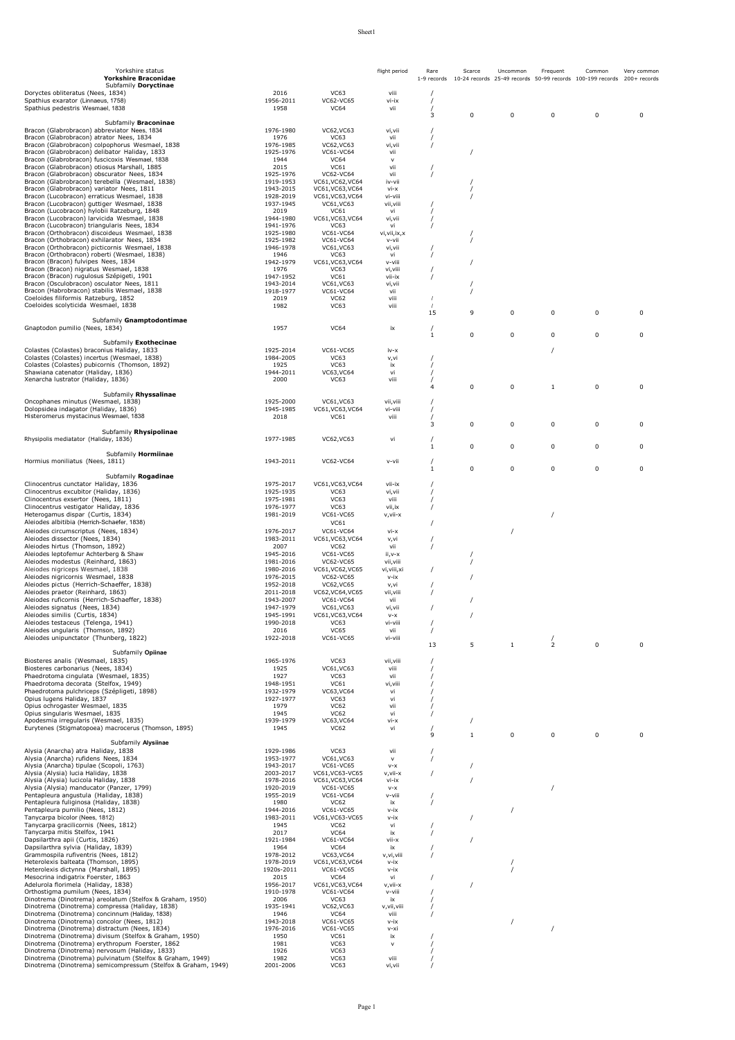| Yorkshire status<br>**Yorkshire Braconidae** | | | flight period | Rare | Scarce | Uncommon | Frequent | Common | Very common |
|---|---|---|---|---|---|---|---|---|---|
| | | | | 1-9 records | 10-24 records | 25-49 records | 50-99 records | 100-199 records | 200+ records |
| Subfamily **Doryctinae** | | | | | | | | | |
| Doryctes obliteratus (Nees, 1834) | 2016 | VC63 | viii | / | | | | | |
| Spathius exarator (Linnaeus, 1758) | 1956-2011 | VC62-VC65 | vi-ix | / | | | | | |
| Spathius pedestris Wesmael, 1838 | 1958 | VC64 | vii | / | | | | | |
| | | | | 3 | 0 | 0 | 0 | 0 | 0 |
| Subfamily **Braconinae** | | | | | | | | | |
| Bracon (Glabrobracon) abbreviator Nees, 1834 | 1976-1980 | VC62,VC63 | vi,vii | / | | | | | |
| Bracon (Glabrobracon) atrator Nees, 1834 | 1976 | VC63 | vii | / | | | | | |
| Bracon (Glabrobracon) colpophorus Wesmael, 1838 | 1976-1985 | VC62,VC63 | vi,vii | / | | | | | |
| Bracon (Glabrobracon) delibator Haliday, 1833 | 1925-1976 | VC61-VC64 | vii | | / | | | | |
| Bracon (Glabrobracon) fuscicoxis Wesmael, 1838 | 1944 | VC64 | v | | | | | | |
| Bracon (Glabrobracon) otiosus Marshall, 1885 | 2015 | VC61 | vii | / | | | | | |
| Bracon (Glabrobracon) obscurator Nees, 1834 | 1925-1976 | VC62-VC64 | vii | / | | | | | |
| Bracon (Glabrobracon) terebella (Wesmael, 1838) | 1919-1953 | VC61,VC62,VC64 | iv-vii | | / | | | | |
| Bracon (Glabrobracon) variator Nees, 1811 | 1943-2015 | VC61,VC63,VC64 | vi-x | | / | | | | |
| Bracon (Lucobracon) erraticus Wesmael, 1838 | 1928-2019 | VC61,VC63,VC64 | vi-viii | | / | | | | |
| Bracon (Lucobracon) guttiger Wesmael, 1838 | 1937-1945 | VC61,VC63 | vii,viii | / | | | | | |
| Bracon (Lucobracon) hylobii Ratzeburg, 1848 | 2019 | VC61 | vi | / | | | | | |
| Bracon (Lucobracon) larvicida Wesmael, 1838 | 1944-1980 | VC61,VC63,VC64 | vi,vii | / | | | | | |
| Bracon (Lucobracon) triangularis Nees, 1834 | 1941-1976 | VC63 | vi | / | | | | | |
| Bracon (Orthobracon) discoideus Wesmael, 1838 | 1925-1980 | VC61-VC64 | vi,vii,ix,x | | / | | | | |
| Bracon (Orthobracon) exhilarator Nees, 1834 | 1925-1982 | VC61-VC64 | v-vii | | / | | | | |
| Bracon (Orthobracon) picticornis Wesmael, 1838 | 1946-1978 | VC61,VC63 | vi,vii | / | | | | | |
| Bracon (Orthobracon) roberti (Wesmael, 1838) | 1946 | VC63 | vi | / | | | | | |
| Bracon (Bracon) fulvipes Nees, 1834 | 1942-1979 | VC61,VC63,VC64 | v-viii | | / | | | | |
| Bracon (Bracon) nigratus Wesmael, 1838 | 1976 | VC63 | vi,viii | / | | | | | |
| Bracon (Bracon) rugulosus Szépigeti, 1901 | 1947-1952 | VC61 | vii-ix | / | | | | | |
| Bracon (Osculobracon) osculator Nees, 1811 | 1943-2014 | VC61,VC63 | vi,vii | | / | | | | |
| Bracon (Habrobracon) stabilis Wesmael, 1838 | 1918-1977 | VC61-VC64 | vii | | / | | | | |
| Coeloides filiformis Ratzeburg, 1852 | 2019 | VC62 | viii | / | | | | | |
| Coeloides scolyticida Wesmael, 1838 | 1982 | VC63 | viii | / | | | | | |
| | | | | 15 | 9 | 0 | 0 | 0 | 0 |
| Subfamily **Gnamptodontinae** | | | | | | | | | |
| Gnaptodon pumilio (Nees, 1834) | 1957 | VC64 | ix | / | | | | | |
| | | | | 1 | 0 | 0 | 0 | 0 | 0 |
| Subfamily **Exothecinae** | | | | | | | | | |
| Colastes (Colastes) braconius Haliday, 1833 | 1925-2014 | VC61-VC65 | iv-x | | | | / | | |
| Colastes (Colastes) incertus (Wesmael, 1838) | 1984-2005 | VC63 | v,vi | / | | | | | |
| Colastes (Colastes) pubicornis (Thomson, 1892) | 1925 | VC63 | ix | / | | | | | |
| Shawiana catenator (Haliday, 1836) | 1944-2011 | VC63,VC64 | vi | / | | | | | |
| Xenarcha lustrator (Haliday, 1836) | 2000 | VC63 | viii | / | | | | | |
| | | | | 4 | 0 | 0 | 1 | 0 | 0 |
| Subfamily **Rhyssalinae** | | | | | | | | | |
| Oncophanes minutus (Wesmael, 1838) | 1925-2000 | VC61,VC63 | vii,viii | / | | | | | |
| Dolopsidea indagator (Haliday, 1836) | 1945-1985 | VC61,VC63,VC64 | vi-viii | / | | | | | |
| Histeromerus mystacinus Wesmael, 1838 | 2018 | VC61 | viii | / | | | | | |
| | | | | 3 | 0 | 0 | 0 | 0 | 0 |
| Subfamily **Rhysipolinae** | | | | | | | | | |
| Rhysipolis mediatator (Haliday, 1836) | 1977-1985 | VC62,VC63 | vi | / | | | | | |
| | | | | 1 | 0 | 0 | 0 | 0 | 0 |
| Subfamily **Hormiinae** | | | | | | | | | |
| Hormius moniliatus (Nees, 1811) | 1943-2011 | VC62-VC64 | v-vii | / | | | | | |
| | | | | 1 | 0 | 0 | 0 | 0 | 0 |
| Subfamily **Rogadinae** | | | | | | | | | |
| Clinocentrus cunctator Haliday, 1836 | 1975-2017 | VC61,VC63,VC64 | vii-ix | / | | | | | |
| Clinocentrus excubitor (Haliday, 1836) | 1925-1935 | VC63 | vi,vii | / | | | | | |
| Clinocentrus exsertor (Nees, 1811) | 1975-1981 | VC63 | viii | / | | | | | |
| Clinocentrus vestigator Haliday, 1836 | 1976-1977 | VC63 | vii,ix | / | | | | | |
| Heterogamus dispar (Curtis, 1834) | 1981-2019 | VC61-VC65 | v,vii-x | | | | / | | |
| Aleiodes albitibia (Herrich-Schaefer, 1838) | | VC61 | | / | | | | | |
| Aleiodes circumscriptus (Nees, 1834) | 1976-2017 | VC61-VC64 | vi-x | | | / | | | |
| Aleiodes dissector (Nees, 1834) | 1983-2011 | VC61,VC63,VC64 | v,vi | / | | | | | |
| Aleiodes hirtus (Thomson, 1892) | 2007 | VC62 | vii | / | | | | | |
| Aleiodes leptofemur Achterberg & Shaw | 1945-2016 | VC61-VC65 | ii,v-x | | / | | | | |
| Aleiodes modestus (Reinhard, 1863) | 1981-2016 | VC62-VC65 | vii,viii | | / | | | | |
| Aleiodes nigriceps Wesmael, 1838 | 1980-2016 | VC61,VC62,VC65 | vi,viii,xi | / | | | | | |
| Aleiodes nigricornis Wesmael, 1838 | 1976-2015 | VC62-VC65 | v-ix | | / | | | | |
| Aleiodes pictus (Herrich-Schaeffer, 1838) | 1952-2018 | VC62,VC65 | v,vi | / | | | | | |
| Aleiodes praetor (Reinhard, 1863) | 2011-2018 | VC62,VC64,VC65 | vii,viii | / | | | | | |
| Aleiodes ruficornis (Herrich-Schaeffer, 1838) | 1943-2007 | VC61-VC64 | vii | | / | | | | |
| Aleiodes signatus (Nees, 1834) | 1947-1979 | VC61,VC63 | vi,vii | / | | | | | |
| Aleiodes similis (Curtis, 1834) | 1945-1991 | VC61,VC63,VC64 | v-x | | / | | | | |
| Aleiodes testaceus (Telenga, 1941) | 1990-2018 | VC63 | vi-viii | / | | | | | |
| Aleiodes ungularis (Thomson, 1892) | 2016 | VC65 | vii | / | | | | | |
| Aleiodes unipunctator (Thunberg, 1822) | 1922-2018 | VC61-VC65 | vi-viii | | | | / | | |
| | | | | 13 | 5 | 1 | 2 | 0 | 0 |
| Subfamily **Opiinae** | | | | | | | | | |
| Biosteres analis (Wesmael, 1835) | 1965-1976 | VC63 | vii,viii | / | | | | | |
| Biosteres carbonarius (Nees, 1834) | 1925 | VC61,VC63 | viii | / | | | | | |
| Phaedrotoma cingulata (Wesmael, 1835) | 1927 | VC63 | vii | / | | | | | |
| Phaedrotoma decorata (Stelfox, 1949) | 1948-1951 | VC61 | vi,viii | / | | | | | |
| Phaedrotoma pulchriceps (Szépligeti, 1898) | 1932-1979 | VC63,VC64 | vi | / | | | | | |
| Opius lugens Haliday, 1837 | 1927-1977 | VC63 | vi | / | | | | | |
| Opius ochrogaster Wesmael, 1835 | 1979 | VC62 | vii | / | | | | | |
| Opius singularis Wesmael, 1835 | 1945 | VC62 | vi | / | | | | | |
| Apodesmia irregularis (Wesmael, 1835) | 1939-1979 | VC63,VC64 | vi-x | | / | | | | |
| Eurytenes (Stigmatopoea) macrocerus (Thomson, 1895) | 1945 | VC62 | vi | / | | | | | |
| | | | | 9 | 1 | 0 | 0 | 0 | 0 |
| Subfamily **Alysiinae** | | | | | | | | | |
| Alysia (Anarcha) atra Haliday, 1838 | 1929-1986 | VC63 | vii | / | | | | | |
| Alysia (Anarcha) rufidens Nees, 1834 | 1953-1977 | VC61,VC63 | v | / | | | | | |
| Alysia (Anarcha) tipulae (Scopoli, 1763) | 1943-2017 | VC61-VC65 | v-x | | / | | | | |
| Alysia (Alysia) lucia Haliday, 1838 | 2003-2017 | VC61,VC63-VC65 | v,vii-x | / | | | | | |
| Alysia (Alysia) lucicola Haliday, 1838 | 1978-2016 | VC61,VC63,VC64 | vi-ix | | / | | | | |
| Alysia (Alysia) manducator (Panzer, 1799) | 1920-2019 | VC61-VC65 | v-x | | | | / | | |
| Pentapleura angustula (Haliday, 1838) | 1955-2019 | VC61-VC64 | v-viii | / | | | | | |
| Pentapleura fuliginosa (Haliday, 1838) | 1980 | VC62 | ix | / | | | | | |
| Pentapleura pumilio (Nees, 1812) | 1944-2016 | VC61-VC65 | v-ix | | | / | | | |
| Tanycarpa bicolor (Nees, 1812) | 1983-2011 | VC61,VC63-VC65 | v-ix | | / | | | | |
| Tanycarpa gracilicornis (Nees, 1812) | 1945 | VC62 | vi | / | | | | | |
| Tanycarpa mitis Stelfox, 1941 | 2017 | VC64 | ix | / | | | | | |
| Dapsilarthra apii (Curtis, 1826) | 1921-1984 | VC61-VC64 | vii-x | | / | | | | |
| Dapsilarthra sylvia (Haliday, 1839) | 1964 | VC64 | ix | / | | | | | |
| Grammospila rufiventris (Nees, 1812) | 1978-2012 | VC63,VC64 | v,vi,viii | / | | | | | |
| Heterolexis balteata (Thomson, 1895) | 1978-2019 | VC61,VC63,VC64 | v-ix | | | / | | | |
| Heterolexis dictynna (Marshall, 1895) | 1920s-2011 | VC61-VC65 | v-ix | | | / | | | |
| Mesocrina indagatrix Foerster, 1863 | 2015 | VC64 | vi | / | | | | | |
| Adelurola florimela (Haliday, 1838) | 1956-2017 | VC61,VC63,VC64 | v,vii-x | | / | | | | |
| Orthostigma pumilum (Nees, 1834) | 1910-1978 | VC61-VC64 | v-viii | / | | | | | |
| Dinotrema (Dinotrema) areolatum (Stelfox & Graham, 1950) | 2006 | VC63 | ix | / | | | | | |
| Dinotrema (Dinotrema) compressa (Haliday, 1838) | 1935-1941 | VC62,VC63 | v,vii,viii | / | | | | | |
| Dinotrema (Dinotrema) concinnum (Haliday, 1838) | 1946 | VC64 | viii | / | | | | | |
| Dinotrema (Dinotrema) concolor (Nees, 1812) | 1943-2018 | VC61-VC65 | v-ix | | | / | | | |
| Dinotrema (Dinotrema) distractum (Nees, 1834) | 1976-2016 | VC61-VC65 | v-xi | | | | / | | |
| Dinotrema (Dinotrema) divisum (Stelfox & Graham, 1950) | 1950 | VC61 | ix | / | | | | | |
| Dinotrema (Dinotrema) erythropum Foerster, 1862 | 1981 | VC63 | v | / | | | | | |
| Dinotrema (Dinotrema) nervosum (Haliday, 1833) | 1926 | VC63 | | / | | | | | |
| Dinotrema (Dinotrema) pulvinatum (Stelfox & Graham, 1949) | 1982 | VC63 | viii | / | | | | | |
| Dinotrema (Dinotrema) semicompressum (Stelfox & Graham, 1949) | 2001-2006 | VC63 | vi,vii | / | | | | | |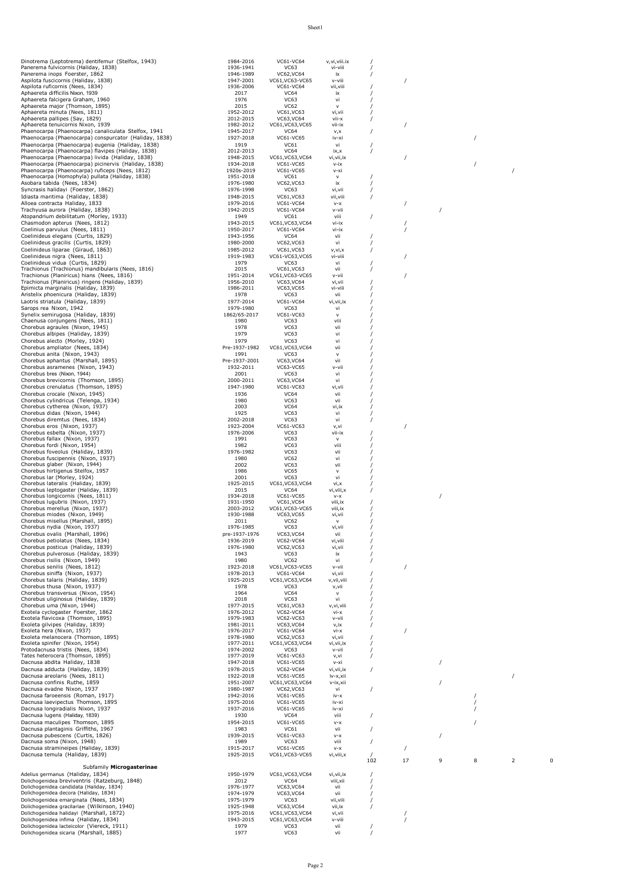| | | | | | | | | | |
|---|---|---|---|---|---|---|---|---|---|
| Dinotrema (Leptotrema) dentifemur (Stelfox, 1943) | 1984-2016 | VC61-VC64 | v,vi,viii.ix | / | | | | | |
| Panerema fulvicornis (Haliday, 1838) | 1936-1941 | VC63 | vi-viii | / | | | | | |
| Panerema inops Foerster, 1862 | 1946-1989 | VC62,VC64 | ix | / | | | | | |
| Aspilota fuscicornis (Haliday, 1838) | 1947-2001 | VC61,VC63-VC65 | v-viii | | / | | | | |
| Aspilota ruficornis (Nees, 1834) | 1936-2006 | VC61-VC64 | vii,viii | / | | | | | |
| Aphaereeta difficilis Nixon, 1939 | 2017 | VC64 | ix | / | | | | | |
| Aphaereeta falcigera Graham, 1960 | 1976 | VC63 | vi | / | | | | | |
| Aphaereeta major (Thomson, 1895) | 2015 | VC62 | v | / | | | | | |
| Aphaereeta minuta (Nees, 1811) | 1952-2012 | VC61,VC63 | vi,vii | / | | | | | |
| Aphaereeta pallipes (Say, 1829) | 2012-2015 | VC63,VC64 | vii-x | / | | | | | |
| Aphaereeta tenuicornis Nixon, 1939 | 1982-2012 | VC61,VC63,VC65 | vii-ix | | / | | | | |
| Phaenocarpa (Phaenocarpa) canaliculata Stelfox, 1941 | 1945-2017 | VC64 | v,x | / | | | | | |
| Phaenocarpa (Phaenocarpa) conspurcator (Haliday, 1838) | 1927-2018 | VC61-VC65 | iv-xi | | | | / | | |
| Phaenocarpa (Phaenocarpa) eugenia (Haliday, 1838) | 1919 | VC61 | vi | / | | | | | |
| Phaenocarpa (Phaenocarpa) flavipes (Haliday, 1838) | 2012-2013 | VC64 | ix,x | / | | | | | |
| Phaenocarpa (Phaenocarpa) livida (Haliday, 1838) | 1948-2015 | VC61,VC63,VC64 | vi,vii,ix | | / | | | | |
| Phaenocarpa (Phaenocarpa) picinervis (Haliday, 1838) | 1934-2018 | VC61-VC65 | v-ix | | | | / | | |
| Phaenocarpa (Phaenocarpa) ruficeps (Nees, 1812) | 1920s-2019 | VC61-VC65 | v-xi | | | | | / | |
| Phaenocarpa (Homophyla) pullata (Haliday, 1838) | 1951-2018 | VC61 | v | / | | | | | |
| Asobara tabida (Nees, 1834) | 1976-1980 | VC62,VC63 | ix | / | | | | | |
| Syncrasis halidayi (Foerster, 1862) | 1976-1998 | VC63 | vi,vii | / | | | | | |
| Idiasta maritima (Haliday, 1838) | 1948-2015 | VC61,VC63 | vii,viii | / | | | | | |
| Alloea contracta Haliday, 1833 | 1979-2016 | VC61-VC64 | v-x | | / | | | | |
| Trachyusa aurora (Haliday, 1838) | 1942-2015 | VC61-VC64 | v-vii | | | / | | | |
| Atopandrium debilitatum (Morley, 1933) | 1949 | VC61 | viii | / | | | | | |
| Chasmodon apterus (Nees, 1812) | 1943-2015 | VC61,VC63,VC64 | vi-ix | | / | | | | |
| Coelinius parvulus (Nees, 1811) | 1950-2017 | VC61-VC64 | vi-ix | | / | | | | |
| Coelinideus elegans (Curtis, 1829) | 1943-1956 | VC64 | vii | / | | | | | |
| Coelinideus gracilis (Curtis, 1829) | 1980-2000 | VC62,VC63 | vi | / | | | | | |
| Coelinideus liparae (Giraud, 1863) | 1985-2012 | VC61,VC63 | v,vi,x | / | | | | | |
| Coelinideus nigra (Nees, 1811) | 1919-1983 | VC61-VC63,VC65 | vi-viii | | / | | | | |
| Coelinideus vidua (Curtis, 1829) | 1979 | VC63 | vi | / | | | | | |
| Trachionus (Trachionus) mandibularis (Nees, 1816) | 2015 | VC61,VC63 | vii | / | | | | | |
| Trachionus (Planiricus) hians (Nees, 1816) | 1951-2014 | VC61,VC63-VC65 | v-vii | | / | | | | |
| Trachionus (Planiricus) ringens (Haliday, 1839) | 1956-2010 | VC63,VC64 | vi,vii | / | | | | | |
| Epimicta marginalis (Haliday, 1839) | 1986-2011 | VC63,VC65 | vi-viii | / | | | | | |
| Aristelix phoenicura (Haliday, 1839) | 1978 | VC63 | vii | / | | | | | |
| Laotris striatula (Haliday, 1839) | 1977-2014 | VC61-VC64 | vi,vii,ix | / | | | | | |
| Sarops rea Nixon, 1942 | 1979-1980 | VC63 | vi | / | | | | | |
| Synelix semirugosa (Haliday, 1839) | 1862/65-2017 | VC61-VC63 | v | / | | | | | |
| Chaenusa conjungens (Nees, 1811) | 1980 | VC63 | viii | / | | | | | |
| Chorebus agraules (Nixon, 1945) | 1978 | VC63 | vii | / | | | | | |
| Chorebus albipes (Haliday, 1839) | 1979 | VC63 | vi | / | | | | | |
| Chorebus alecto (Morley, 1924) | 1979 | VC63 | vi | / | | | | | |
| Chorebus ampliator (Nees, 1834) | Pre-1937-1982 | VC61,VC63,VC64 | vii | / | | | | | |
| Chorebus anita (Nixon, 1943) | 1991 | VC63 | v | / | | | | | |
| Chorebus aphantus (Marshall, 1895) | Pre-1937-2001 | VC63,VC64 | vii | / | | | | | |
| Chorebus asramenes (Nixon, 1943) | 1932-2011 | VC63-VC65 | v-vii | / | | | | | |
| Chorebus bres (Nixon, 1944) | 2001 | VC63 | vi | / | | | | | |
| Chorebus brevicornis (Thomson, 1895) | 2000-2011 | VC63,VC64 | vi | / | | | | | |
| Chorebus crenulatus (Thomson, 1895) | 1947-1980 | VC61-VC63 | vi,vii | / | | | | | |
| Chorebus crocale (Nixon, 1945) | 1936 | VC64 | vii | / | | | | | |
| Chorebus cylindricus (Telenga, 1934) | 1980 | VC63 | vii | / | | | | | |
| Chorebus cytherea (Nixon, 1937) | 2003 | VC64 | vi,ix | / | | | | | |
| Chorebus didas (Nixon, 1944) | 1925 | VC63 | vi | / | | | | | |
| Chorebus diremtus (Nees, 1834) | 2002-2018 | VC63 | vi | / | | | | | |
| Chorebus eros (Nixon, 1937) | 1923-2004 | VC61-VC63 | v,vi | | / | | | | |
| Chorebus esbelta (Nixon, 1937) | 1976-2006 | VC63 | vii-ix | / | | | | | |
| Chorebus fallax (Nixon, 1937) | 1991 | VC63 | v | / | | | | | |
| Chorebus fordi (Nixon, 1954) | 1982 | VC63 | viii | / | | | | | |
| Chorebus foveolus (Haliday, 1839) | 1976-1982 | VC63 | vii | / | | | | | |
| Chorebus fuscipennis (Nixon, 1937) | 1980 | VC62 | vi | / | | | | | |
| Chorebus glaber (Nixon, 1944) | 2002 | VC63 | vii | / | | | | | |
| Chorebus hirtigenus Stelfox, 1957 | 1986 | VC65 | v | / | | | | | |
| Chorebus lar (Morley, 1924) | 2001 | VC63 | vi | / | | | | | |
| Chorebus lateralis (Haliday, 1839) | 1925-2015 | VC61,VC63,VC64 | vi,x | / | | | | | |
| Chorebus leptogaster (Haliday, 1839) | 2015 | VC64 | vi,viii,x | / | | | | | |
| Chorebus longicornis (Nees, 1811) | 1934-2018 | VC61-VC65 | v-x | | | / | | | |
| Chorebus lugubris (Nixon, 1937) | 1931-1950 | VC61,VC64 | viii,ix | / | | | | | |
| Chorebus merellus (Nixon, 1937) | 2003-2012 | VC61,VC63-VC65 | viii,ix | / | | | | | |
| Chorebus miodes (Nixon, 1949) | 1930-1988 | VC63,VC65 | vi,vii | / | | | | | |
| Chorebus misellus (Marshall, 1895) | 2011 | VC62 | v | / | | | | | |
| Chorebus nydia (Nixon, 1937) | 1976-1985 | VC63 | vi,vii | / | | | | | |
| Chorebus ovalis (Marshall, 1896) | pre-1937-1976 | VC63,VC64 | vii | / | | | | | |
| Chorebus petiolatus (Nees, 1834) | 1936-2019 | VC62-VC64 | vi,viii | / | | | | | |
| Chorebus posticus (Haliday, 1839) | 1976-1980 | VC62,VC63 | vi,vii | / | | | | | |
| Chorebus pulverosus (Haliday, 1839) | 1943 | VC63 | ix | / | | | | | |
| Chorebus risilis (Nixon, 1949) | 1980 | VC62 | vi | / | | | | | |
| Chorebus senilis (Nees, 1812) | 1923-2018 | VC61,VC63-VC65 | v-vii | | / | | | | |
| Chorebus siniffa (Nixon, 1937) | 1978-2013 | VC61-VC64 | vi,vii | / | | | | | |
| Chorebus talaris (Haliday, 1839) | 1925-2015 | VC61,VC63,VC64 | v,vii,viii | / | | | | | |
| Chorebus thusa (Nixon, 1937) | 1978 | VC63 | v,vii | / | | | | | |
| Chorebus transversus (Nixon, 1954) | 1964 | VC64 | v | / | | | | | |
| Chorebus uliginosus (Haliday, 1839) | 2018 | VC63 | vi | / | | | | | |
| Chorebus uma (Nixon, 1944) | 1977-2015 | VC61,VC63 | v,vi,viii | / | | | | | |
| Exotela cyclogaster Foerster, 1862 | 1976-2012 | VC62-VC64 | vi-x | / | | | | | |
| Exotela flavicoxa (Thomson, 1895) | 1979-1983 | VC62-VC63 | v-vii | / | | | | | |
| Exoleta gilvipes (Haliday, 1839) | 1981-2011 | VC63,VC64 | v,ix | / | | | | | |
| Exoleta hera (Nixon, 1937) | 1976-2017 | VC61-VC64 | vi-x | | / | | | | |
| Exoleta melanocera (Thomson, 1895) | 1978-1980 | VC62,VC63 | vi,vii | / | | | | | |
| Exoleta spinifer (Nixon, 1954) | 1977-2011 | VC61,VC63,VC64 | vi,vii,ix | / | | | | | |
| Protodacnusa tristis (Nees, 1834) | 1974-2002 | VC63 | v-vii | / | | | | | |
| Tates heterocera (Thomson, 1895) | 1977-2019 | VC61-VC63 | v,vi | / | | | | | |
| Dacnusa abdita Haliday, 1838 | 1947-2018 | VC61-VC65 | v-xi | | | / | | | |
| Dacnusa adducta (Haliday, 1839) | 1978-2015 | VC62-VC64 | vi,vii,ix | / | | | | | |
| Dacnusa areolaris (Nees, 1811) | 1922-2018 | VC61-VC65 | iv-x,xii | | | | | / | |
| Dacnusa confinis Ruthe, 1859 | 1951-2007 | VC61,VC63,VC64 | v-ix,xii | | | / | | | |
| Dacnusa evadne Nixon, 1937 | 1980-1987 | VC62,VC63 | vi | / | | | | | |
| Dacnusa faroeensis (Roman, 1917) | 1942-2016 | VC61-VC65 | iv-x | | | | / | | |
| Dacnusa laevipectus Thomson, 1895 | 1975-2016 | VC61-VC65 | iv-xi | | | | / | | |
| Dacnusa longiradialis Nixon, 1937 | 1937-2016 | VC61-VC65 | iv-xi | | | | / | | |
| Dacnusa lugens (Haliday, 1839) | 1930 | VC64 | viii | / | | | | | |
| Dacnusa maculipes Thomson, 1895 | 1954-2015 | VC61-VC65 | v-x | | | | / | | |
| Dacnusa plantaginis Griffiths, 1967 | 1983 | VC61 | vii | / | | | | | |
| Dacnusa pubescens (Curtis, 1826) | 1939-2015 | VC61-VC63 | v-x | | | / | | | |
| Dacnusa soma (Nixon, 1948) | 1989 | VC63 | viii | / | | | | | |
| Dacnusa stramineipes (Haliday, 1839) | 1915-2017 | VC61-VC65 | v-x | | / | | | | |
| Dacnusa temula (Haliday, 1839) | 1925-2015 | VC61,VC63-VC65 | vi,viii,x | / | | | | | |
| | | | | 102 | 17 | 9 | 8 | 2 | 0 |
| Subfamily **Microgasterinae** | | | | | | | | | |
| Adelius germanus (Haliday, 1834) | 1950-1979 | VC61,VC63,VC64 | vi,vii,ix | / | | | | | |
| Dolichogenidea breviventris (Ratzeburg, 1848) | 2012 | VC64 | viii,xii | / | | | | | |
| Dolichogenidea candidata (Haliday, 1834) | 1976-1977 | VC63,VC64 | vii | / | | | | | |
| Dolichogenidea decora (Haliday, 1834) | 1974-1979 | VC63,VC64 | vii | / | | | | | |
| Dolichogenidea emarginata (Nees, 1834) | 1975-1979 | VC63 | vii,viii | / | | | | | |
| Dolichogenidea gracilariae (Wilkinson, 1940) | 1925-1948 | VC63,VC64 | vii,ix | / | | | | | |
| Dolichogenidea halidayi (Marshall, 1872) | 1975-2016 | VC61,VC63,VC64 | vi,vii | | / | | | | |
| Dolichogenidea infima (Haliday, 1834) | 1943-2015 | VC61,VC63,VC64 | v-viii | | / | | | | |
| Dolichogenidea lacteicolor (Viereck, 1911) | 1979 | VC63 | vii | / | | | | | |
| Dolichogenidea sicaria (Marshall, 1885) | 1977 | VC63 | vii | / | | | | | |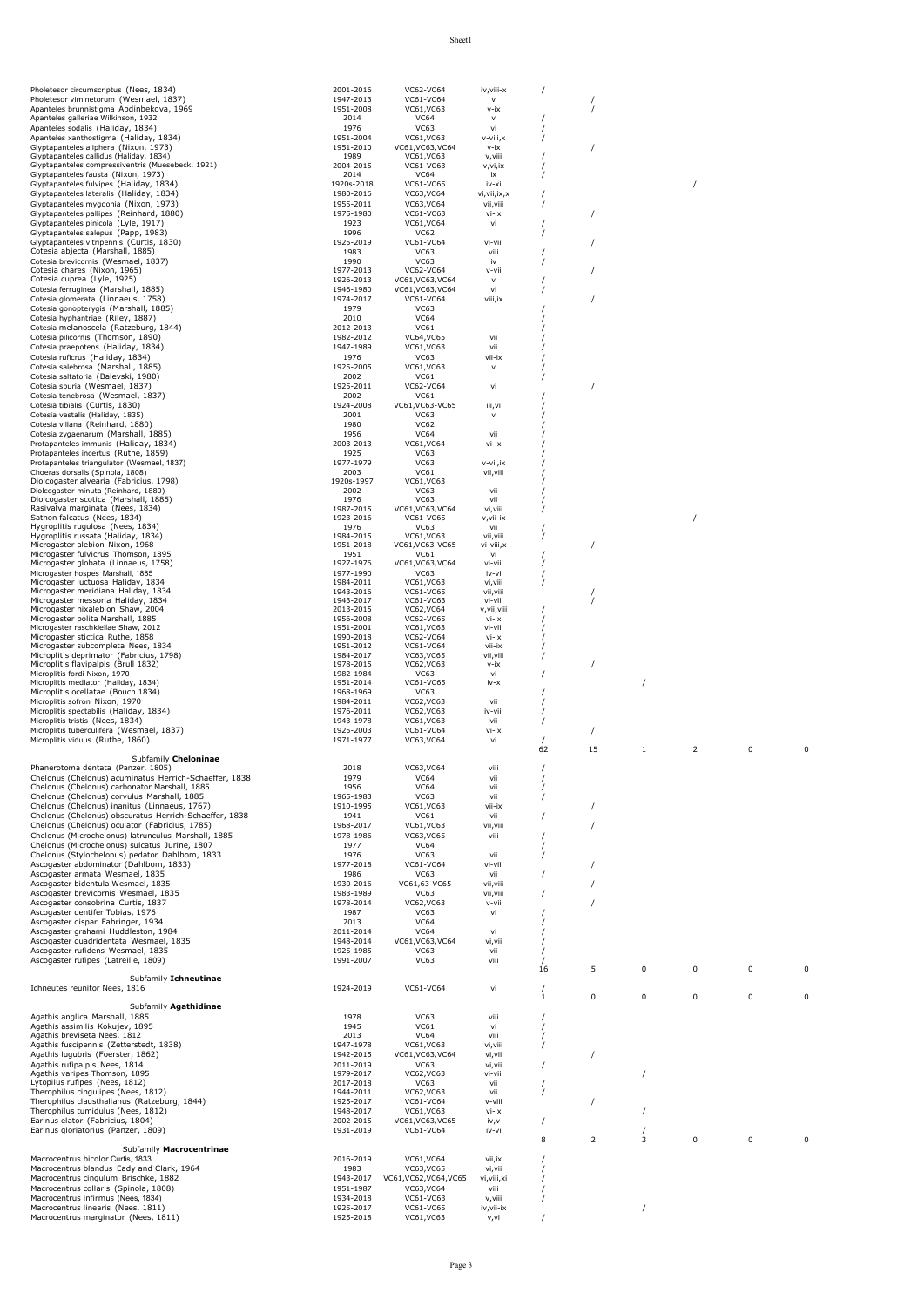| Species | Years | Vice-counties | Months | | | | | | |
|---|---|---|---|---|---|---|---|---|---|
| Pholetesor circumscriptus (Nees, 1834) | 2001-2016 | VC62-VC64 | iv,viii-x | / | | | | | |
| Pholetesor viminetorum (Wesmael, 1837) | 1947-2013 | VC61-VC64 | v | | / | | | | |
| Apanteles brunnistigma Abdinbekova, 1969 | 1951-2008 | VC61,VC63 | v-ix | | / | | | | |
| Apanteles galleriae Wilkinson, 1932 | 2014 | VC64 | v | / | | | | | |
| Apanteles sodalis (Haliday, 1834) | 1976 | VC63 | vi | / | | | | | |
| Apanteles xanthostigma (Haliday, 1834) | 1951-2004 | VC61,VC63 | v-viii,x | / | | | | | |
| Glyptapanteles aliphera (Nixon, 1973) | 1951-2010 | VC61,VC63,VC64 | v-ix | | / | | | | |
| Glyptapanteles callidus (Haliday, 1834) | 1989 | VC61,VC63 | v,viii | / | | | | | |
| Glyptapanteles compressiventris (Muesebeck, 1921) | 2004-2015 | VC61-VC63 | v,vi,ix | / | | | | | |
| Glyptapanteles fausta (Nixon, 1973) | 2014 | VC64 | ix | / | | | | | |
| Glyptapanteles fulvipes (Haliday, 1834) | 1920s-2018 | VC61-VC65 | iv-xi | | | | / | | |
| Glyptapanteles lateralis (Haliday, 1834) | 1980-2016 | VC63,VC64 | vi,vii,ix,x | / | | | | | |
| Glyptapanteles mygdonia (Nixon, 1973) | 1955-2011 | VC63,VC64 | vii,viii | / | | | | | |
| Glyptapanteles pallipes (Reinhard, 1880) | 1975-1980 | VC61-VC63 | vi-ix | | / | | | | |
| Glyptapanteles pinicola (Lyle, 1917) | 1923 | VC61,VC64 | vi | / | | | | | |
| Glyptapanteles salepus (Papp, 1983) | 1996 | VC62 | | / | | | | | |
| Glyptapanteles vitripennis (Curtis, 1830) | 1925-2019 | VC61-VC64 | vi-viii | | / | | | | |
| Cotesia abjecta (Marshall, 1885) | 1983 | VC63 | viii | / | | | | | |
| Cotesia brevicornis (Wesmael, 1837) | 1990 | VC63 | iv | / | | | | | |
| Cotesia chares (Nixon, 1965) | 1977-2013 | VC62-VC64 | v-vii | | / | | | | |
| Cotesia cuprea (Lyle, 1925) | 1926-2013 | VC61,VC63,VC64 | v | / | | | | | |
| Cotesia ferruginea (Marshall, 1885) | 1946-1980 | VC61,VC63,VC64 | vi | / | | | | | |
| Cotesia glomerata (Linnaeus, 1758) | 1974-2017 | VC61-VC64 | viii,ix | | / | | | | |
| Cotesia gonopterygis (Marshall, 1885) | 1979 | VC63 | | / | | | | | |
| Cotesia hyphantriae (Riley, 1887) | 2010 | VC64 | | / | | | | | |
| Cotesia melanoscela (Ratzeburg, 1844) | 2012-2013 | VC61 | | / | | | | | |
| Cotesia pilicornis (Thomson, 1890) | 1982-2012 | VC64,VC65 | vii | / | | | | | |
| Cotesia praepotens (Haliday, 1834) | 1947-1989 | VC61,VC63 | vii | / | | | | | |
| Cotesia ruficrus (Haliday, 1834) | 1976 | VC63 | vii-ix | / | | | | | |
| Cotesia salebrosa (Marshall, 1885) | 1925-2005 | VC61,VC63 | v | / | | | | | |
| Cotesia saltatoria (Balevski, 1980) | 2002 | VC61 | | / | | | | | |
| Cotesia spuria (Wesmael, 1837) | 1925-2011 | VC62-VC64 | vi | | / | | | | |
| Cotesia tenebrosa (Wesmael, 1837) | 2002 | VC61 | | / | | | | | |
| Cotesia tibialis (Curtis, 1830) | 1924-2008 | VC61,VC63-VC65 | iii,vi | / | | | | | |
| Cotesia vestalis (Haliday, 1835) | 2001 | VC63 | v | / | | | | | |
| Cotesia villana (Reinhard, 1880) | 1980 | VC62 | | / | | | | | |
| Cotesia zygaenarum (Marshall, 1885) | 1956 | VC64 | vii | / | | | | | |
| Protapanteles immunis (Haliday, 1834) | 2003-2013 | VC61,VC64 | vi-ix | / | | | | | |
| Protapanteles incertus (Ruthe, 1859) | 1925 | VC63 | | / | | | | | |
| Protapanteles triangulator (Wesmael, 1837) | 1977-1979 | VC63 | v-vii,ix | / | | | | | |
| Choeras dorsalis (Spinola, 1808) | 2003 | VC61 | vii,viii | / | | | | | |
| Diolcogaster alvearia (Fabricius, 1798) | 1920s-1997 | VC61,VC63 | | / | | | | | |
| Diolcogaster minuta (Reinhard, 1880) | 2002 | VC63 | vii | / | | | | | |
| Diolcogaster scotica (Marshall, 1885) | 1976 | VC63 | vii | / | | | | | |
| Rasivalva marginata (Nees, 1834) | 1987-2015 | VC61,VC63,VC64 | vi,viii | / | | | | | |
| Sathon falcatus (Nees, 1834) | 1923-2016 | VC61-VC65 | v,vii-ix | | | | / | | |
| Hygroplitis rugulosa (Nees, 1834) | 1976 | VC63 | vii | / | | | | | |
| Hygroplitis russata (Haliday, 1834) | 1984-2015 | VC61,VC63 | vii,viii | / | | | | | |
| Microgaster alebion Nixon, 1968 | 1951-2018 | VC61,VC63-VC65 | vi-viii,x | | / | | | | |
| Microgaster fulvicrus Thomson, 1895 | 1951 | VC61 | vi | / | | | | | |
| Microgaster globata (Linnaeus, 1758) | 1927-1976 | VC61,VC63,VC64 | vi-viii | / | | | | | |
| Microgaster hospes Marshall, 1885 | 1977-1990 | VC63 | iv-vi | / | | | | | |
| Microgaster luctuosa Haliday, 1834 | 1984-2011 | VC61,VC63 | vi,viii | / | | | | | |
| Microgaster meridiana Haliday, 1834 | 1943-2016 | VC61-VC65 | vii,viii | | / | | | | |
| Microgaster messoria Haliday, 1834 | 1943-2017 | VC61-VC63 | vi-viii | | / | | | | |
| Microgaster nixalebion Shaw, 2004 | 2013-2015 | VC62,VC64 | v,vii,viii | / | | | | | |
| Microgaster polita Marshall, 1885 | 1956-2008 | VC62-VC65 | vi-ix | / | | | | | |
| Microgaster raschkiellae Shaw, 2012 | 1951-2001 | VC61,VC63 | vi-viii | / | | | | | |
| Microgaster stictica Ruthe, 1858 | 1990-2018 | VC62-VC64 | vi-ix | / | | | | | |
| Microgaster subcompleta Nees, 1834 | 1951-2012 | VC61-VC64 | vii-ix | / | | | | | |
| Microplitis deprimator (Fabricius, 1798) | 1984-2017 | VC63,VC65 | vii,viii | / | | | | | |
| Microplitis flavipalpis (Brull 1832) | 1978-2015 | VC62,VC63 | v-ix | | / | | | | |
| Microplitis fordi Nixon, 1970 | 1982-1984 | VC63 | vi | / | | | | | |
| Microplitis mediator (Haliday, 1834) | 1951-2014 | VC61-VC65 | iv-x | | | / | | | |
| Microplitis ocellatae (Bouch 1834) | 1968-1969 | VC63 | | / | | | | | |
| Microplitis sofron Nixon, 1970 | 1984-2011 | VC62,VC63 | vii | / | | | | | |
| Microplitis spectabilis (Haliday, 1834) | 1976-2011 | VC62,VC63 | iv-viii | / | | | | | |
| Microplitis tristis (Nees, 1834) | 1943-1978 | VC61,VC63 | vii | / | | | | | |
| Microplitis tuberculifera (Wesmael, 1837) | 1925-2003 | VC61-VC64 | vi-ix | | / | | | | |
| Microplitis viduus (Ruthe, 1860) | 1971-1977 | VC63,VC64 | vi | / | | | | | |
| | | | | 62 | 15 | 1 | 2 | 0 | 0 |
| Subfamily **Cheloninae** | | | | | | | | | |
| Phanerotoma dentata (Panzer, 1805) | 2018 | VC63,VC64 | viii | / | | | | | |
| Chelonus (Chelonus) acuminatus Herrich-Schaeffer, 1838 | 1979 | VC64 | vii | / | | | | | |
| Chelonus (Chelonus) carbonator Marshall, 1885 | 1956 | VC64 | vii | / | | | | | |
| Chelonus (Chelonus) corvulus Marshall, 1885 | 1965-1983 | VC63 | vii | / | | | | | |
| Chelonus (Chelonus) inanitus (Linnaeus, 1767) | 1910-1995 | VC61,VC63 | vii-ix | | / | | | | |
| Chelonus (Chelonus) obscuratus Herrich-Schaeffer, 1838 | 1941 | VC61 | vii | / | | | | | |
| Chelonus (Chelonus) oculator (Fabricius, 1785) | 1968-2017 | VC61,VC63 | vii,viii | | / | | | | |
| Chelonus (Microchelonus) latrunculus Marshall, 1885 | 1978-1986 | VC63,VC65 | viii | / | | | | | |
| Chelonus (Microchelonus) sulcatus Jurine, 1807 | 1977 | VC64 | | / | | | | | |
| Chelonus (Stylochelonus) pedator Dahlbom, 1833 | 1976 | VC63 | vii | / | | | | | |
| Ascogaster abdominator (Dahlbom, 1833) | 1977-2018 | VC61-VC64 | vi-viii | | / | | | | |
| Ascogaster armata Wesmael, 1835 | 1986 | VC63 | vii | / | | | | | |
| Ascogaster bidentula Wesmael, 1835 | 1930-2016 | VC61,63-VC65 | vii,viii | | / | | | | |
| Ascogaster brevicornis Wesmael, 1835 | 1983-1989 | VC63 | vii,viii | / | | | | | |
| Ascogaster consobrina Curtis, 1837 | 1978-2014 | VC62,VC63 | v-vii | | / | | | | |
| Ascogaster dentifer Tobias, 1976 | 1987 | VC63 | vi | / | | | | | |
| Ascogaster dispar Fahringer, 1934 | 2013 | VC64 | | / | | | | | |
| Ascogaster grahami Huddleston, 1984 | 2011-2014 | VC64 | vi | / | | | | | |
| Ascogaster quadridentata Wesmael, 1835 | 1948-2014 | VC61,VC63,VC64 | vi,vii | / | | | | | |
| Ascogaster rufidens Wesmael, 1835 | 1925-1985 | VC63 | vii | / | | | | | |
| Ascogaster rufipes (Latreille, 1809) | 1991-2007 | VC63 | viii | / | | | | | |
| | | | | 16 | 5 | 0 | 0 | 0 | 0 |
| Subfamily **Ichneutinae** | | | | | | | | | |
| Ichneutes reunitor Nees, 1816 | 1924-2019 | VC61-VC64 | vi | / | | | | | |
| | | | | 1 | 0 | 0 | 0 | 0 | 0 |
| Subfamily **Agathidinae** | | | | | | | | | |
| Agathis anglica Marshall, 1885 | 1978 | VC63 | viii | / | | | | | |
| Agathis assimilis Kokujev, 1895 | 1945 | VC61 | vi | / | | | | | |
| Agathis breviseta Nees, 1812 | 2013 | VC64 | viii | / | | | | | |
| Agathis fuscipennis (Zetterstedt, 1838) | 1947-1978 | VC61,VC63 | vi,viii | / | | | | | |
| Agathis lugubris (Foerster, 1862) | 1942-2015 | VC61,VC63,VC64 | vi,vii | | / | | | | |
| Agathis rufipalpis Nees, 1814 | 2011-2019 | VC63 | vi,vii | / | | | | | |
| Agathis varipes Thomson, 1895 | 1979-2017 | VC62,VC63 | vi-viii | | | / | | | |
| Lytopilus rufipes (Nees, 1812) | 2017-2018 | VC63 | vii | / | | | | | |
| Therophilus cingulipes (Nees, 1812) | 1944-2011 | VC62,VC63 | vii | / | | | | | |
| Therophilus clausthalianus (Ratzeburg, 1844) | 1925-2017 | VC61-VC64 | v-viii | | / | | | | |
| Therophilus tumidulus (Nees, 1812) | 1948-2017 | VC61,VC63 | vi-ix | | | / | | | |
| Earinus elator (Fabricius, 1804) | 2002-2015 | VC61,VC63,VC65 | iv,v | / | | | | | |
| Earinus gloriatorius (Panzer, 1809) | 1931-2019 | VC61-VC64 | iv-vi | | | / | | | |
| | | | | 8 | 2 | 3 | 0 | 0 | 0 |
| Subfamily **Macrocentrinae** | | | | | | | | | |
| Macrocentrus bicolor Curtis, 1833 | 2016-2019 | VC61,VC64 | vii,ix | / | | | | | |
| Macrocentrus blandus Eady and Clark, 1964 | 1983 | VC63,VC65 | vi,vii | / | | | | | |
| Macrocentrus cingulum Brischke, 1882 | 1943-2017 | VC61,VC62,VC64,VC65 | vi,viii,xi | / | | | | | |
| Macrocentrus collaris (Spinola, 1808) | 1951-1987 | VC63,VC64 | viii | / | | | | | |
| Macrocentrus infirmus (Nees, 1834) | 1934-2018 | VC61-VC63 | v,viii | / | | | | | |
| Macrocentrus linearis (Nees, 1811) | 1925-2017 | VC61-VC65 | iv,vii-ix | | | / | | | |
| Macrocentrus marginator (Nees, 1811) | 1925-2018 | VC61,VC63 | v,vi | / | | | | | |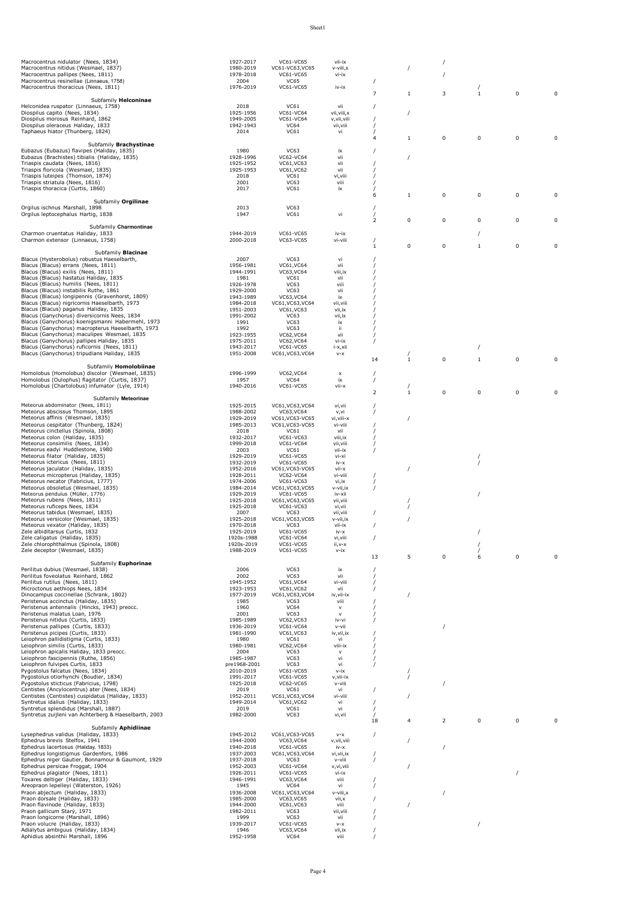| | | | | | | | | | |
|---|---|---|---|---|---|---|---|---|---|
| Macrocentrus nidulator (Nees, 1834) | 1927-2017 | VC61-VC65 | vii-ix | | | / | | | |
| Macrocentrus nitidus (Wesmael, 1837) | 1980-2019 | VC61-VC63,VC65 | v-viii,x | | / | | | | |
| Macrocentrus pallipes (Nees, 1811) | 1978-2018 | VC61-VC65 | vi-ix | | | / | | | |
| Macrocentrus resinellae (Linnaeus, 1758) | 2004 | VC65 | | / | | | | | |
| Macrocentrus thoracicus (Nees, 1811) | 1976-2019 | VC61-VC65 | iv-ix | | | | / | | |
| | | | | 7 | 1 | 3 | 1 | 0 | 0 |
| Subfamily **Helconinae** | | | | | | | | | |
| Helconidea ruspator (Linnaeus, 1758) | 2018 | VC61 | vii | / | | | | | |
| Diospilus capito (Nees, 1834) | 1925-1956 | VC61-VC64 | vii,viii,x | | / | | | | |
| Diospilus morosus Reinhard, 1862 | 1949-2005 | VC61-VC64 | v,vii,viii | / | | | | | |
| Diospilus oleraceus Haliday, 1833 | 1942-1943 | VC64 | vii,viii | / | | | | | |
| Taphaeus hiator (Thunberg, 1824) | 2014 | VC61 | vi | / | | | | | |
| | | | | 4 | 1 | 0 | 0 | 0 | 0 |
| Subfamily **Brachystinae** | | | | | | | | | |
| Eubazus (Eubazus) flavipes (Haliday, 1835) | 1980 | VC63 | ix | / | | | | | |
| Eubazus (Brachistes) tibialis (Haliday, 1835) | 1928-1996 | VC62-VC64 | vii | | / | | | | |
| Triaspis caudata (Nees, 1816) | 1925-1952 | VC61,VC63 | vii | / | | | | | |
| Triaspis floricola (Wesmael, 1835) | 1925-1953 | VC61,VC62 | vii | / | | | | | |
| Triaspis luteipes (Thomson, 1874) | 2018 | VC61 | vi,viii | / | | | | | |
| Triaspis striatula (Nees, 1816) | 2001 | VC63 | viii | / | | | | | |
| Triaspis thoracica (Curtis, 1860) | 2017 | VC61 | ix | / | | | | | |
| | | | | 6 | 1 | 0 | 0 | 0 | 0 |
| Subfamily **Orgilinae** | | | | | | | | | |
| Orgilus ischnus Marshall, 1898 | 2013 | VC63 | | / | | | | | |
| Orgilus leptocephalus Hartig, 1838 | 1947 | VC61 | vi | / | | | | | |
| | | | | 2 | 0 | 0 | 0 | 0 | 0 |
| Subfamily **Charmontinae** | | | | | | | | | |
| Charmon cruentatus Haliday, 1833 | 1944-2019 | VC61-VC65 | iv-ix | | | | / | | |
| Charmon extensor (Linnaeus, 1758) | 2000-2018 | VC63-VC65 | vi-viii | / | | | | | |
| | | | | 1 | 0 | 0 | 1 | 0 | 0 |
| Subfamily **Blacinae** | | | | | | | | | |
| Blacus (Hysterobolus) robustus Haeselbarth, | 2007 | VC63 | vi | / | | | | | |
| Blacus (Blacus) errans (Nees, 1811) | 1956-1981 | VC61,VC64 | vii | / | | | | | |
| Blacus (Blacus) exilis (Nees, 1811) | 1944-1991 | VC63,VC64 | viii,ix | / | | | | | |
| Blacus (Blacus) hastatus Haliday, 1835 | 1981 | VC61 | vii | / | | | | | |
| Blacus (Blacus) humilis (Nees, 1811) | 1926-1978 | VC63 | viii | / | | | | | |
| Blacus (Blacus) instabilis Ruthe, 1861 | 1929-2000 | VC63 | vii | / | | | | | |
| Blacus (Blacus) longipennis (Gravenhorst, 1809) | 1943-1989 | VC63,VC64 | ix | / | | | | | |
| Blacus (Blacus) nigricornis Haeselbarth, 1973 | 1984-2018 | VC61,VC63,VC64 | vii,viii | / | | | | | |
| Blacus (Blacus) paganus Haliday, 1835 | 1951-2003 | VC61,VC63 | vii,ix | / | | | | | |
| Blacus (Ganychorus) diversicornis Nees, 1834 | 1991-2002 | VC63 | vii,ix | / | | | | | |
| Blacus (Ganychorus) koenigsmanni Habermehl, 1973 | 1991 | VC63 | ix | / | | | | | |
| Blacus (Ganychorus) macropterus Haeselbarth, 1973 | 1992 | VC63 | ii | / | | | | | |
| Blacus (Ganychorus) maculipes Wesmael, 1835 | 1923-1955 | VC62,VC64 | vii | / | | | | | |
| Blacus (Ganychorus) pallipes Haliday, 1835 | 1975-2011 | VC62,VC64 | vi-ix | / | | | | | |
| Blacus (Ganychorus) ruficornis (Nees, 1811) | 1943-2017 | VC61-VC65 | i-x,xii | | | | / | | |
| Blacus (Ganychorus) tripudians Haliday, 1835 | 1951-2008 | VC61,VC63,VC64 | v-x | | / | | | | |
| | | | | 14 | 1 | 0 | 1 | 0 | 0 |
| Subfamily **Homolobiinae** | | | | | | | | | |
| Homolobus (Homolobus) discolor (Wesmael, 1835) | 1996-1999 | VC62,VC64 | x | / | | | | | |
| Homolobus (Oulophus) flagitator (Curtis, 1837) | 1957 | VC64 | ix | / | | | | | |
| Homolobus (Chartolobus) infumator (Lyle, 1914) | 1940-2016 | VC61-VC65 | vii-x | | / | | | | |
| | | | | 2 | 1 | 0 | 0 | 0 | 0 |
| Subfamily **Meteorinae** | | | | | | | | | |
| Meteorus abdominator (Nees, 1811) | 1925-2015 | VC61,VC63,VC64 | vi,vii | / | | | | | |
| Meteorus abscissus Thomson, 1895 | 1988-2002 | VC63,VC64 | v,vi | / | | | | | |
| Meteorus affinis (Wesmael, 1835) | 1929-2019 | VC61,VC63-VC65 | vi,viii-x | | / | | | | |
| Meteorus cespitator (Thunberg, 1824) | 1985-2013 | VC61,VC63-VC65 | vi-viii | / | | | | | |
| Meteorus cinctellus (Spinola, 1808) | 2018 | VC61 | vii | / | | | | | |
| Meteorus colon (Haliday, 1835) | 1932-2017 | VC61-VC63 | viii,ix | / | | | | | |
| Meteorus consimilis (Nees, 1834) | 1999-2018 | VC61-VC64 | vii,viii | / | | | | | |
| Meteorus eadyi Huddlestone, 1980 | 2003 | VC61 | vii-ix | / | | | | | |
| Meteorus filator (Haliday, 1835) | 1929-2019 | VC61-VC65 | vi-xi | | | | / | | |
| Meteorus ictericus (Nees, 1811) | 1932-2019 | VC61-VC65 | iv-x | | | | / | | |
| Meteorus jaculator (Haliday, 1835) | 1952-2016 | VC61,VC63-VC65 | vii-x | | / | | | | |
| Meteorus micropterus (Haliday, 1835) | 1928-2011 | VC62-VC64 | vi-viii | / | | | | | |
| Meteorus necator (Fabricius, 1777) | 1974-2006 | VC61-VC63 | vi,ix | / | | | | | |
| Meteorus obsoletus (Wesmael, 1835) | 1984-2014 | VC61,VC63,VC65 | v-vii,ix | / | | | | | |
| Meteorus pendulus (Müller, 1776) | 1929-2019 | VC61-VC65 | iv-xii | | | | / | | |
| Meteorus rubens (Nees, 1811) | 1925-2018 | VC61,VC63,VC65 | vii,viii | | / | | | | |
| Meteorus ruficeps Nees, 1834 | 1925-2018 | VC61-VC63 | vi,vii | | / | | | | |
| Meteorus tabidus (Wesmael, 1835) | 2007 | VC63 | vii,viii | / | | | | | |
| Meteorus versicolor (Wesmael, 1835) | 1925-2018 | VC61,VC63,VC65 | v-vii,ix | | / | | | | |
| Meteorus vexator (Haliday, 1835) | 1970-2018 | VC63 | vii-ix | / | | | | | |
| Zele albiditarsus Curtis, 1832 | 1925-2019 | VC61-VC65 | iv-x | | | | / | | |
| Zele caligatus (Haliday, 1835) | 1920s-1988 | VC61-VC64 | vi,viii | / | | | | | |
| Zele chlorophthalmus (Spinola, 1808) | 1920s-2019 | VC61-VC65 | ii,v-x | | | | / | | |
| Zele deceptor (Wesmael, 1835) | 1988-2019 | VC61-VC65 | v-ix | | | | / | | |
| | | | | 13 | 5 | 0 | 6 | 0 | 0 |
| Subfamily **Euphorinae** | | | | | | | | | |
| Perilitus dubius (Wesmael, 1838) | 2006 | VC63 | ix | / | | | | | |
| Perilitus foveolatus Reinhard, 1862 | 2002 | VC63 | vii | / | | | | | |
| Perilitus rutilus (Nees, 1811) | 1945-1952 | VC61,VC64 | vi-viii | / | | | | | |
| Microctonus aethiops Nees, 1834 | 1923-1953 | VC61,VC62 | vii | / | | | | | |
| Dinocampus coccinellae (Schrank, 1802) | 1977-2019 | VC61,VC63,VC64 | iv,vii-ix | | / | | | | |
| Peristenus accinctus (Haliday, 1835) | 1985 | VC63 | viii | / | | | | | |
| Peristenus antennalis (Hincks, 1943) preocc. | 1960 | VC64 | v | / | | | | | |
| Peristenus malatus Loan, 1976 | 2001 | VC63 | v | / | | | | | |
| Peristenus nitidus (Curtis, 1833) | 1985-1989 | VC62,VC63 | iv-vi | / | | | | | |
| Peristenus pallipes (Curtis, 1833) | 1936-2019 | VC61-VC64 | v-vii | | | / | | | |
| Peristenus picipes (Curtis, 1833) | 1981-1990 | VC61,VC63 | iv,vii,ix | / | | | | | |
| Leiophron pallidistigma (Curtis, 1833) | 1980 | VC61 | vi | / | | | | | |
| Leiophron similis (Curtis, 1833) | 1980-1981 | VC62,VC64 | viii-ix | / | | | | | |
| Leiophron apicalis Haliday, 1833 preocc. | 2004 | VC63 | v | / | | | | | |
| Leiophron fascipennis (Ruthe, 1856) | 1985-1987 | VC63 | vi | / | | | | | |
| Leiophron fulvipes Curtis, 1833 | pre1968-2001 | VC63 | vi | / | | | | | |
| Pygostolus falcatus (Nees, 1834) | 2010-2019 | VC61-VC65 | v-ix | | / | | | | |
| Pygostolus otiorhynchi (Boudier, 1834) | 1991-2017 | VC61-VC65 | v,vii-ix | | / | | | | |
| Pygostolus sticticus (Fabricius, 1798) | 1925-2018 | VC62-VC65 | v-viii | | | / | | | |
| Centistes (Ancylocentrus) ater (Nees, 1834) | 2019 | VC61 | vi | / | | | | | |
| Centistes (Centistes) cuspidatus (Haliday, 1833) | 1952-2011 | VC61,VC63,VC64 | vi-viii | | / | | | | |
| Syntretus idalius (Haliday, 1833) | 1949-2014 | VC61,VC62 | vi | / | | | | | |
| Syntretus splendidus (Marshall, 1887) | 2019 | VC61 | vi | / | | | | | |
| Syntretus zuijleni van Achterberg & Haeselbarth, 2003 | 1982-2000 | VC63 | vi,vii | / | | | | | |
| | | | | 18 | 4 | 2 | 0 | 0 | 0 |
| Subfamily **Aphidiinae** | | | | | | | | | |
| Lysephedrus validus (Haliday, 1833) | 1945-2012 | VC61,VC63-VC65 | v-x | / | | | | | |
| Ephedrus brevis Stelfox, 1941 | 1944-2000 | VC63,VC64 | v,vii,viii | | / | | | | |
| Ephedrus lacertosus (Haliday, 1833) | 1940-2018 | VC61-VC65 | iv-x | | | / | | | |
| Ephedrus longistigmus Gardenfors, 1986 | 1937-2003 | VC61,VC63,VC64 | vi,vii,ix | / | | | | | |
| Ephedrus niger Gautier, Bonnamour & Gaumont, 1929 | 1937-2018 | VC63 | v-viii | / | | | | | |
| Ephedrus persicae Froggat, 1904 | 1952-2003 | VC61-VC64 | v,vi,viii | | / | | | | |
| Ephedrus plagiator (Nees, 1811) | 1926-2011 | VC61-VC65 | vi-ix | | | | | / | |
| Toxares deltiger (Haliday, 1833) | 1946-1991 | VC63,VC64 | viii | / | | | | | |
| Areopraon lepelleyi (Waterston, 1926) | 1945 | VC64 | vi | / | | | | | |
| Praon abjectum (Haliday, 1833) | 1936-2008 | VC61,VC63,VC64 | v-viii,x | | | / | | | |
| Praon dorsale (Haliday, 1833) | 1985-2000 | VC63,VC65 | vii,x | / | | | | | |
| Praon flavinode (Haliday, 1833) | 1944-2000 | VC61,VC63 | viii | | / | | | | |
| Praon gallicum Starý, 1971 | 1982-2011 | VC63 | vii,viii | / | | | | | |
| Praon longicorne (Marshall, 1896) | 1999 | VC63 | vii | / | | | | | |
| Praon volucre (Haliday, 1833) | 1939-2017 | VC61-VC65 | v-x | | | | / | | |
| Adialytus ambiguus (Haliday, 1834) | 1946 | VC63,VC64 | vii,ix | / | | | | | |
| Aphidius absinthii Marshall, 1896 | 1952-1958 | VC64 | viii | / | | | | | |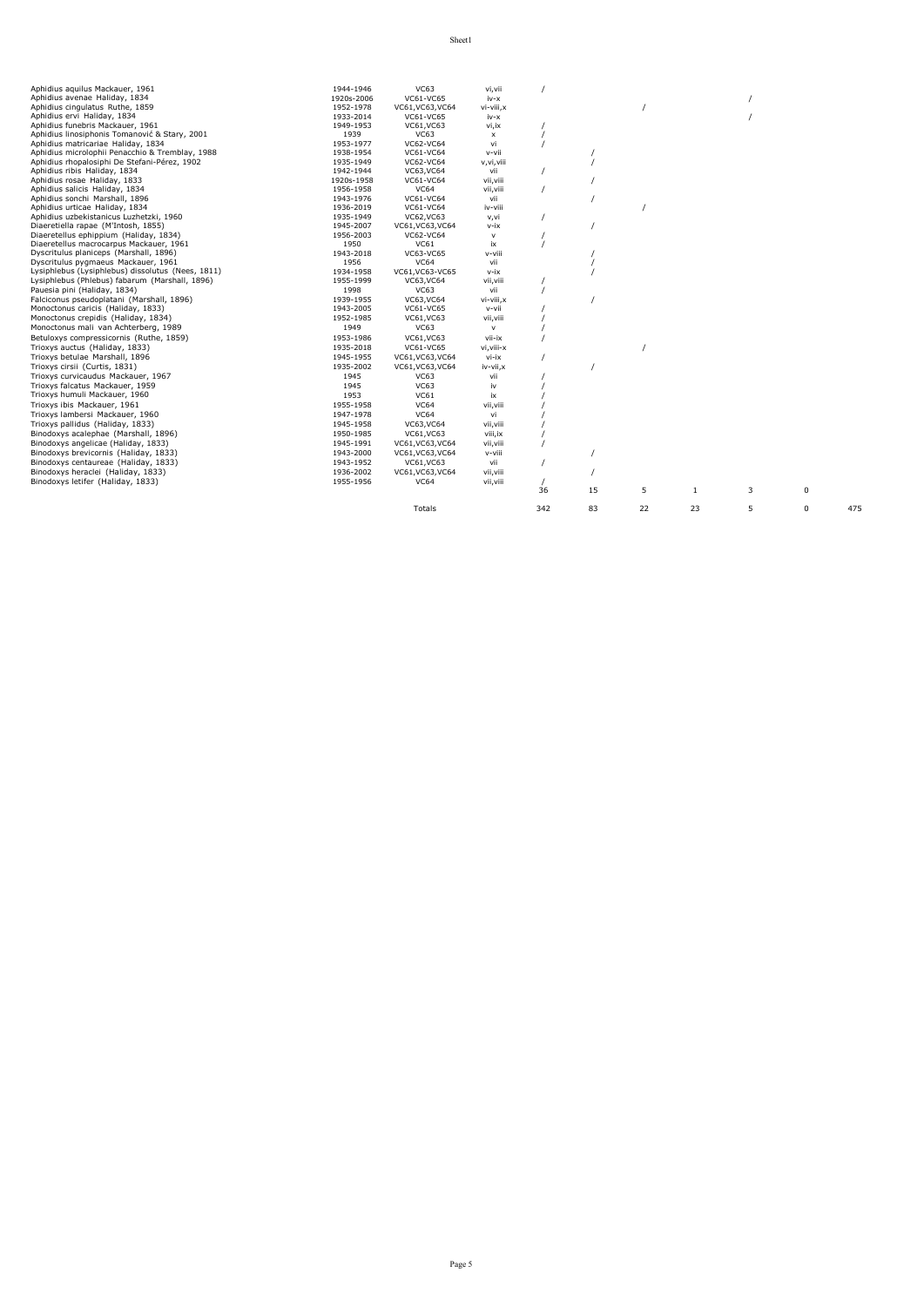| | | | | | | | | | | |
|---|---|---|---|---|---|---|---|---|---|---|
| Aphidius aquilus Mackauer, 1961 | 1944-1946 | VC63 | vi,vii | / | | | | | | |
| Aphidius avenae Haliday, 1834 | 1920s-2006 | VC61-VC65 | iv-x | | | | | / | | |
| Aphidius cingulatus Ruthe, 1859 | 1952-1978 | VC61,VC63,VC64 | vi-viii,x | | | / | | | | |
| Aphidius ervi Haliday, 1834 | 1933-2014 | VC61-VC65 | iv-x | | | | | / | | |
| Aphidius funebris Mackauer, 1961 | 1949-1953 | VC61,VC63 | vi,ix | / | | | | | | |
| Aphidius linosiphonis Tomanović & Stary, 2001 | 1939 | VC63 | x | / | | | | | | |
| Aphidius matricariae Haliday, 1834 | 1953-1977 | VC62-VC64 | vi | / | | | | | | |
| Aphidius microlophii Penacchio & Tremblay, 1988 | 1938-1954 | VC61-VC64 | v-vii | | / | | | | | |
| Aphidius rhopalosiphi De Stefani-Pérez, 1902 | 1935-1949 | VC62-VC64 | v,vi,viii | | / | | | | | |
| Aphidius ribis Haliday, 1834 | 1942-1944 | VC63,VC64 | vii | / | | | | | | |
| Aphidius rosae Haliday, 1833 | 1920s-1958 | VC61-VC64 | vii,viii | | / | | | | | |
| Aphidius salicis Haliday, 1834 | 1956-1958 | VC64 | vii,viii | / | | | | | | |
| Aphidius sonchi Marshall, 1896 | 1943-1976 | VC61-VC64 | vii | | / | | | | | |
| Aphidius urticae Haliday, 1834 | 1936-2019 | VC61-VC64 | iv-viii | | | / | | | | |
| Aphidius uzbekistanicus Luzhetzki, 1960 | 1935-1949 | VC62,VC63 | v,vi | / | | | | | | |
| Diaeretiella rapae (M'Intosh, 1855) | 1945-2007 | VC61,VC63,VC64 | v-ix | | / | | | | | |
| Diaeretellus ephippium (Haliday, 1834) | 1956-2003 | VC62-VC64 | v | / | | | | | | |
| Diaeretellus macrocarpus Mackauer, 1961 | 1950 | VC61 | ix | / | | | | | | |
| Dyscritulus planiceps (Marshall, 1896) | 1943-2018 | VC63-VC65 | v-viii | | / | | | | | |
| Dyscritulus pygmaeus Mackauer, 1961 | 1956 | VC64 | vii | | / | | | | | |
| Lysiphlebus (Lysiphlebus) dissolutus (Nees, 1811) | 1934-1958 | VC61,VC63-VC65 | v-ix | | / | | | | | |
| Lysiphlebus (Phlebus) fabarum (Marshall, 1896) | 1955-1999 | VC63,VC64 | vii,viii | / | | | | | | |
| Pauesia pini (Haliday, 1834) | 1998 | VC63 | vii | / | | | | | | |
| Falciconus pseudoplatani (Marshall, 1896) | 1939-1955 | VC63,VC64 | vi-viii,x | | / | | | | | |
| Monoctonus caricis (Haliday, 1833) | 1943-2005 | VC61-VC65 | v-vii | / | | | | | | |
| Monoctonus crepidis (Haliday, 1834) | 1952-1985 | VC61,VC63 | vii,viii | / | | | | | | |
| Monoctonus mali van Achterberg, 1989 | 1949 | VC63 | v | / | | | | | | |
| Betuloxys compressicornis (Ruthe, 1859) | 1953-1986 | VC61,VC63 | vii-ix | / | | | | | | |
| Trioxys auctus (Haliday, 1833) | 1935-2018 | VC61-VC65 | vi,viii-x | | | / | | | | |
| Trioxys betulae Marshall, 1896 | 1945-1955 | VC61,VC63,VC64 | vi-ix | / | | | | | | |
| Trioxys cirsii (Curtis, 1831) | 1935-2002 | VC61,VC63,VC64 | iv-vii,x | | / | | | | | |
| Trioxys curvicaudus Mackauer, 1967 | 1945 | VC63 | vii | / | | | | | | |
| Trioxys falcatus Mackauer, 1959 | 1945 | VC63 | iv | / | | | | | | |
| Trioxys humuli Mackauer, 1960 | 1953 | VC61 | ix | / | | | | | | |
| Trioxys ibis Mackauer, 1961 | 1955-1958 | VC64 | vii,viii | / | | | | | | |
| Trioxys lambersi Mackauer, 1960 | 1947-1978 | VC64 | vi | / | | | | | | |
| Trioxys pallidus (Haliday, 1833) | 1945-1958 | VC63,VC64 | vii,viii | / | | | | | | |
| Binodoxys acalephae (Marshall, 1896) | 1950-1985 | VC61,VC63 | viii,ix | / | | | | | | |
| Binodoxys angelicae (Haliday, 1833) | 1945-1991 | VC61,VC63,VC64 | vii,viii | / | | | | | | |
| Binodoxys brevicornis (Haliday, 1833) | 1943-2000 | VC61,VC63,VC64 | v-viii | | / | | | | | |
| Binodoxys centaureae (Haliday, 1833) | 1943-1952 | VC61,VC63 | vii | / | | | | | | |
| Binodoxys heraclei (Haliday, 1833) | 1936-2002 | VC61,VC63,VC64 | vii,viii | | / | | | | | |
| Binodoxys letifer (Haliday, 1833) | 1955-1956 | VC64 | vii,viii | / | | | | | | |
| | | | | 36 | 15 | 5 | 1 | 3 | 0 | |
| | | Totals | | 342 | 83 | 22 | 23 | 5 | 0 | 475 |